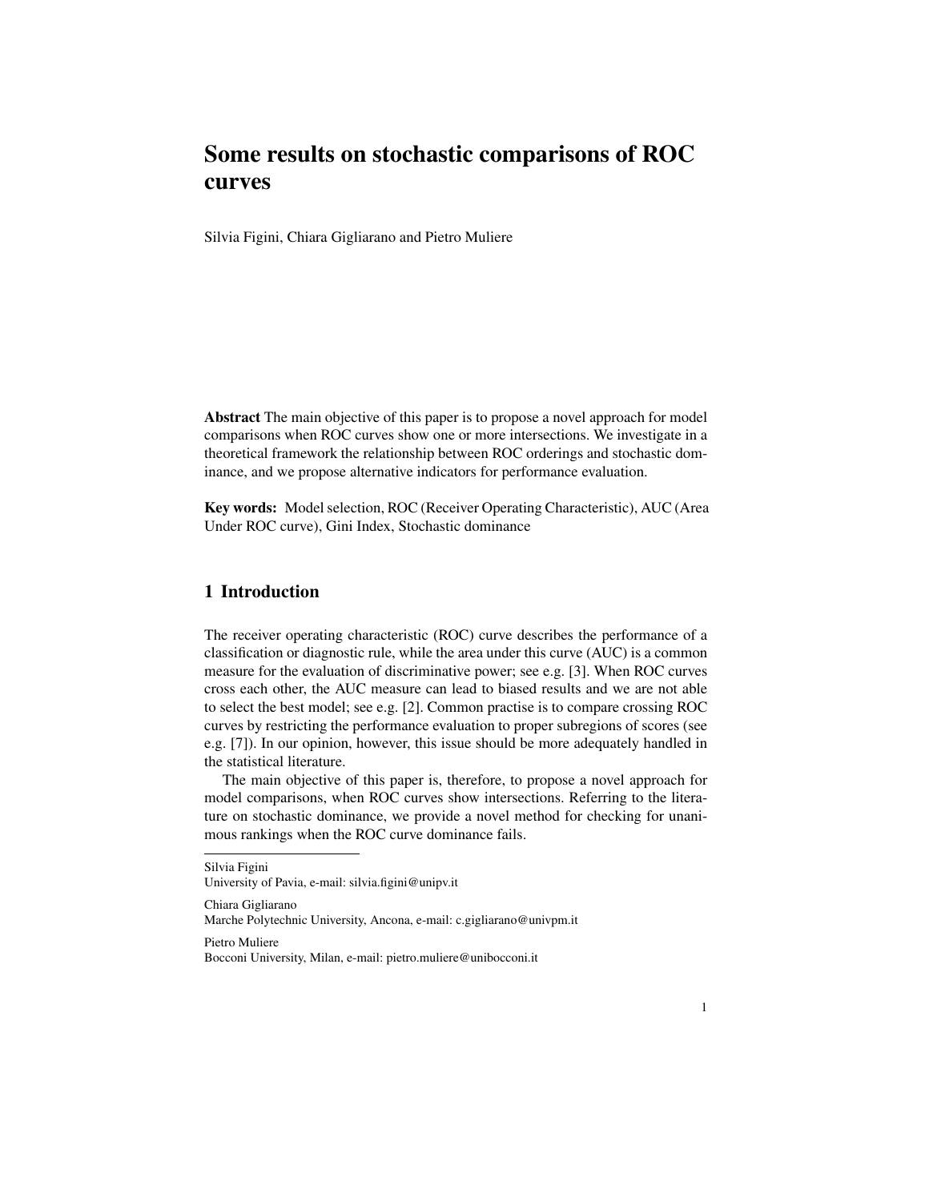# Some results on stochastic comparisons of ROC curves

Silvia Figini, Chiara Gigliarano and Pietro Muliere

**Abstract** The main objective of this paper is to propose a novel approach for model comparisons when ROC curves show one or more intersections. We investigate in a theoretical framework the relationship between ROC orderings and stochastic dominance, and we propose alternative indicators for performance evaluation.

**Key words:** Model selection, ROC (Receiver Operating Characteristic), AUC (Area Under ROC curve), Gini Index, Stochastic dominance

## 1 Introduction

The receiver operating characteristic (ROC) curve describes the performance of a classification or diagnostic rule, while the area under this curve (AUC) is a common measure for the evaluation of discriminative power; see e.g. [3]. When ROC curves cross each other, the AUC measure can lead to biased results and we are not able to select the best model; see e.g. [2]. Common practise is to compare crossing ROC curves by restricting the performance evaluation to proper subregions of scores (see e.g. [7]). In our opinion, however, this issue should be more adequately handled in the statistical literature.

The main objective of this paper is, therefore, to propose a novel approach for model comparisons, when ROC curves show intersections. Referring to the literature on stochastic dominance, we provide a novel method for checking for unanimous rankings when the ROC curve dominance fails.

---

Silvia Figini
University of Pavia, e-mail: silvia.figini@unipv.it

Chiara Gigliarano
Marche Polytechnic University, Ancona, e-mail: c.gigliarano@univpm.it

Pietro Muliere
Bocconi University, Milan, e-mail: pietro.muliere@unibocconi.it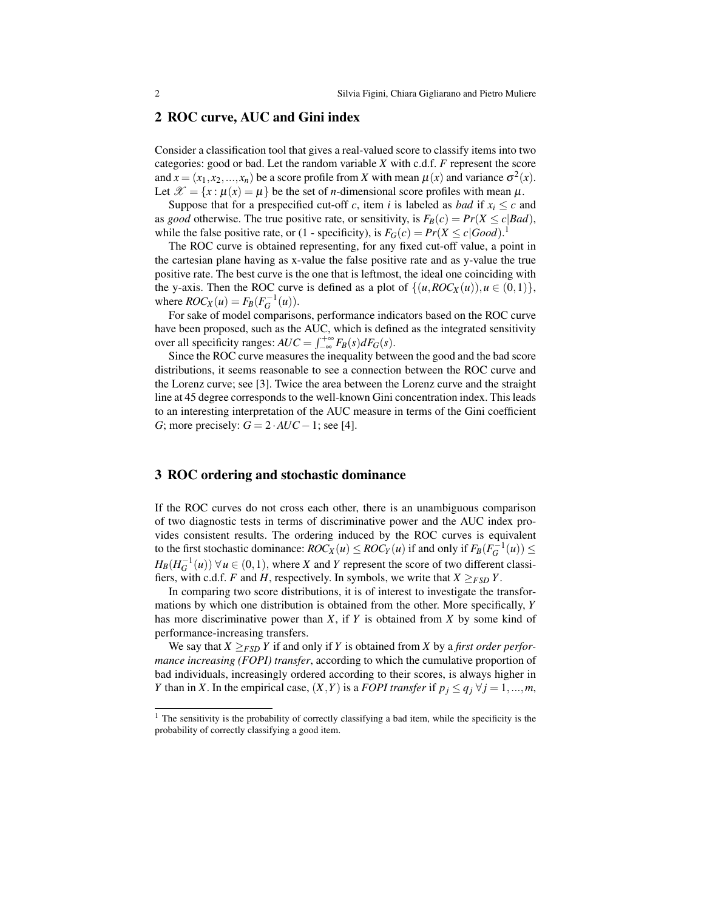## 2 ROC curve, AUC and Gini index

Consider a classification tool that gives a real-valued score to classify items into two categories: good or bad. Let the random variable $X$ with c.d.f. $F$ represent the score and $x = (x_1, x_2, ..., x_n)$ be a score profile from $X$ with mean $\mu(x)$ and variance $\sigma^2(x)$. Let $\mathscr{X} = \{x : \mu(x) = \mu\}$ be the set of $n$-dimensional score profiles with mean $\mu$.

Suppose that for a prespecified cut-off $c$, item $i$ is labeled as *bad* if $x_i \leq c$ and as *good* otherwise. The true positive rate, or sensitivity, is $F_B(c) = Pr(X \leq c|Bad)$, while the false positive rate, or (1 - specificity), is $F_G(c) = Pr(X \leq c|Good)$.[1]

The ROC curve is obtained representing, for any fixed cut-off value, a point in the cartesian plane having as x-value the false positive rate and as y-value the true positive rate. The best curve is the one that is leftmost, the ideal one coinciding with the y-axis. Then the ROC curve is defined as a plot of $\{(u, ROC_X(u)), u \in (0,1)\}$, where $ROC_X(u) = F_B(F_G^{-1}(u))$.

For sake of model comparisons, performance indicators based on the ROC curve have been proposed, such as the AUC, which is defined as the integrated sensitivity over all specificity ranges: $AUC = \int_{-\infty}^{+\infty} F_B(s) dF_G(s)$.

Since the ROC curve measures the inequality between the good and the bad score distributions, it seems reasonable to see a connection between the ROC curve and the Lorenz curve; see [3]. Twice the area between the Lorenz curve and the straight line at 45 degree corresponds to the well-known Gini concentration index. This leads to an interesting interpretation of the AUC measure in terms of the Gini coefficient $G$; more precisely: $G = 2 \cdot AUC - 1$; see [4].

## 3 ROC ordering and stochastic dominance

If the ROC curves do not cross each other, there is an unambiguous comparison of two diagnostic tests in terms of discriminative power and the AUC index provides consistent results. The ordering induced by the ROC curves is equivalent to the first stochastic dominance: $ROC_X(u) \leq ROC_Y(u)$ if and only if $F_B(F_G^{-1}(u)) \leq H_B(H_G^{-1}(u)) \, \forall u \in (0,1)$, where $X$ and $Y$ represent the score of two different classifiers, with c.d.f. $F$ and $H$, respectively. In symbols, we write that $X \geq_{FSD} Y$.

In comparing two score distributions, it is of interest to investigate the transformations by which one distribution is obtained from the other. More specifically, $Y$ has more discriminative power than $X$, if $Y$ is obtained from $X$ by some kind of performance-increasing transfers.

We say that $X \geq_{FSD} Y$ if and only if $Y$ is obtained from $X$ by a *first order performance increasing (FOPI) transfer*, according to which the cumulative proportion of bad individuals, increasingly ordered according to their scores, is always higher in $Y$ than in $X$. In the empirical case, $(X,Y)$ is a *FOPI transfer* if $p_j \leq q_j \, \forall j = 1, ..., m$,

[1] The sensitivity is the probability of correctly classifying a bad item, while the specificity is the probability of correctly classifying a good item.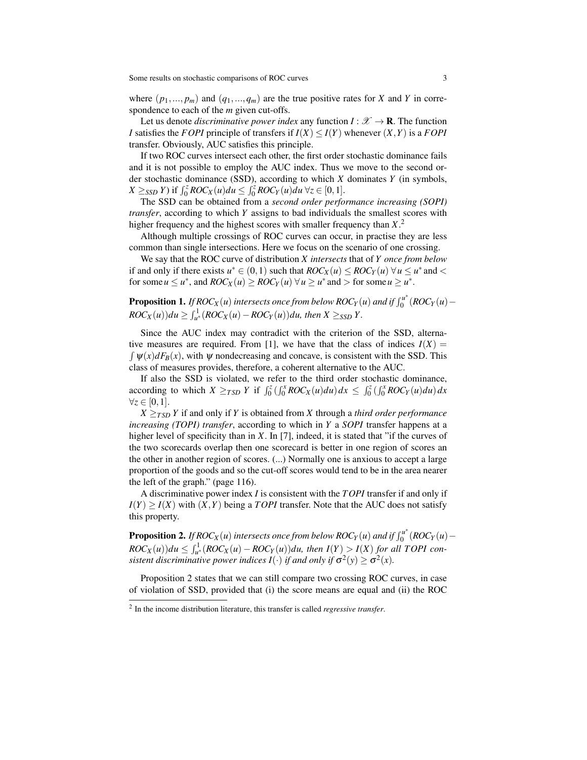where $(p_1,...,p_m)$ and $(q_1,...,q_m)$ are the true positive rates for $X$ and $Y$ in correspondence to each of the $m$ given cut-offs.

Let us denote *discriminative power index* any function $I : \mathscr{X} \to \mathbf{R}$. The function $I$ satisfies the $FOPI$ principle of transfers if $I(X) \leq I(Y)$ whenever $(X,Y)$ is a $FOPI$ transfer. Obviously, AUC satisfies this principle.

If two ROC curves intersect each other, the first order stochastic dominance fails and it is not possible to employ the AUC index. Thus we move to the second order stochastic dominance (SSD), according to which $X$ dominates $Y$ (in symbols, $X \geq_{SSD} Y$) if $\int_0^z ROC_X(u)du \leq \int_0^z ROC_Y(u)du \; \forall z \in [0,1]$.

The SSD can be obtained from a *second order performance increasing (SOPI) transfer*, according to which $Y$ assigns to bad individuals the smallest scores with higher frequency and the highest scores with smaller frequency than $X$.[2]

Although multiple crossings of ROC curves can occur, in practise they are less common than single intersections. Here we focus on the scenario of one crossing.

We say that the ROC curve of distribution $X$ *intersects* that of $Y$ *once from below* if and only if there exists $u^* \in (0,1)$ such that $ROC_X(u) \leq ROC_Y(u) \; \forall u \leq u^*$ and $<$ for some $u \leq u^*$, and $ROC_X(u) \geq ROC_Y(u) \; \forall u \geq u^*$ and $>$ for some $u \geq u^*$.

**Proposition 1.** *If $ROC_X(u)$ intersects once from below $ROC_Y(u)$ and if $\int_0^{u^*}(ROC_Y(u) - ROC_X(u))du \geq \int_{u^*}^1(ROC_X(u) - ROC_Y(u))du$, then $X \geq_{SSD} Y$.*

Since the AUC index may contradict with the criterion of the SSD, alternative measures are required. From [1], we have that the class of indices $I(X) = \int \psi(x)dF_B(x)$, with $\psi$ nondecreasing and concave, is consistent with the SSD. This class of measures provides, therefore, a coherent alternative to the AUC.

If also the SSD is violated, we refer to the third order stochastic dominance, according to which $X \geq_{TSD} Y$ if $\int_0^z(\int_0^x ROC_X(u)du)\,dx \leq \int_0^z(\int_0^x ROC_Y(u)du)\,dx$ $\forall z \in [0,1]$.

$X \geq_{TSD} Y$ if and only if $Y$ is obtained from $X$ through a *third order performance increasing (TOPI) transfer*, according to which in $Y$ a *SOPI* transfer happens at a higher level of specificity than in $X$. In [7], indeed, it is stated that "if the curves of the two scorecards overlap then one scorecard is better in one region of scores an the other in another region of scores. (...) Normally one is anxious to accept a large proportion of the goods and so the cut-off scores would tend to be in the area nearer the left of the graph." (page 116).

A discriminative power index $I$ is consistent with the $TOPI$ transfer if and only if $I(Y) \geq I(X)$ with $(X,Y)$ being a $TOPI$ transfer. Note that the AUC does not satisfy this property.

**Proposition 2.** *If $ROC_X(u)$ intersects once from below $ROC_Y(u)$ and if $\int_0^{u^*}(ROC_Y(u) - ROC_X(u))du \leq \int_{u^*}^1(ROC_X(u) - ROC_Y(u))du$, then $I(Y) > I(X)$ for all $TOPI$ consistent discriminative power indices $I(\cdot)$ if and only if $\sigma^2(y) \geq \sigma^2(x)$.*

Proposition 2 states that we can still compare two crossing ROC curves, in case of violation of SSD, provided that (i) the score means are equal and (ii) the ROC

[2] In the income distribution literature, this transfer is called *regressive transfer*.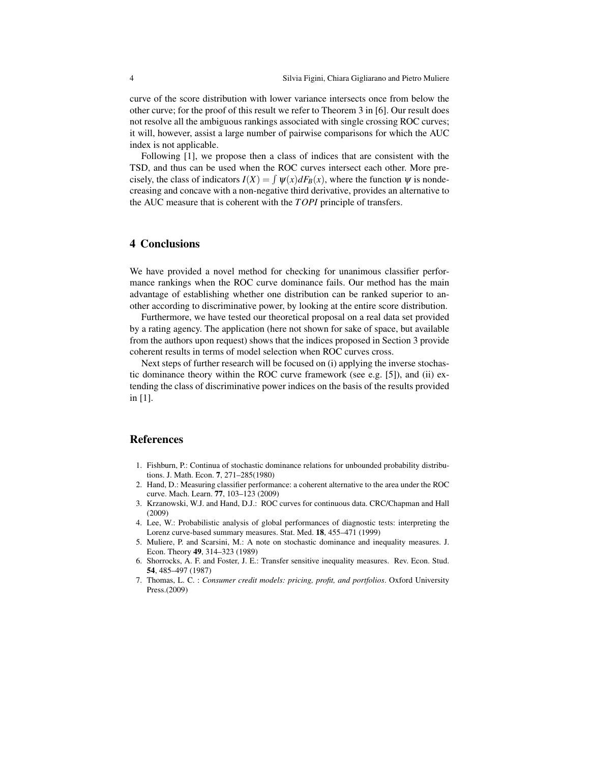curve of the score distribution with lower variance intersects once from below the other curve; for the proof of this result we refer to Theorem 3 in [6]. Our result does not resolve all the ambiguous rankings associated with single crossing ROC curves; it will, however, assist a large number of pairwise comparisons for which the AUC index is not applicable.

Following [1], we propose then a class of indices that are consistent with the TSD, and thus can be used when the ROC curves intersect each other. More precisely, the class of indicators $I(X) = \int \psi(x) dF_B(x)$, where the function $\psi$ is nondecreasing and concave with a non-negative third derivative, provides an alternative to the AUC measure that is coherent with the $TOPI$ principle of transfers.

## 4 Conclusions

We have provided a novel method for checking for unanimous classifier performance rankings when the ROC curve dominance fails. Our method has the main advantage of establishing whether one distribution can be ranked superior to another according to discriminative power, by looking at the entire score distribution.

Furthermore, we have tested our theoretical proposal on a real data set provided by a rating agency. The application (here not shown for sake of space, but available from the authors upon request) shows that the indices proposed in Section 3 provide coherent results in terms of model selection when ROC curves cross.

Next steps of further research will be focused on (i) applying the inverse stochastic dominance theory within the ROC curve framework (see e.g. [5]), and (ii) extending the class of discriminative power indices on the basis of the results provided in [1].

## References

1. Fishburn, P.: Continua of stochastic dominance relations for unbounded probability distributions. J. Math. Econ. **7**, 271–285(1980)
2. Hand, D.: Measuring classifier performance: a coherent alternative to the area under the ROC curve. Mach. Learn. **77**, 103–123 (2009)
3. Krzanowski, W.J. and Hand, D.J.: ROC curves for continuous data. CRC/Chapman and Hall (2009)
4. Lee, W.: Probabilistic analysis of global performances of diagnostic tests: interpreting the Lorenz curve-based summary measures. Stat. Med. **18**, 455–471 (1999)
5. Muliere, P. and Scarsini, M.: A note on stochastic dominance and inequality measures. J. Econ. Theory **49**, 314–323 (1989)
6. Shorrocks, A. F. and Foster, J. E.: Transfer sensitive inequality measures. Rev. Econ. Stud. **54**, 485–497 (1987)
7. Thomas, L. C. : *Consumer credit models: pricing, profit, and portfolios*. Oxford University Press.(2009)